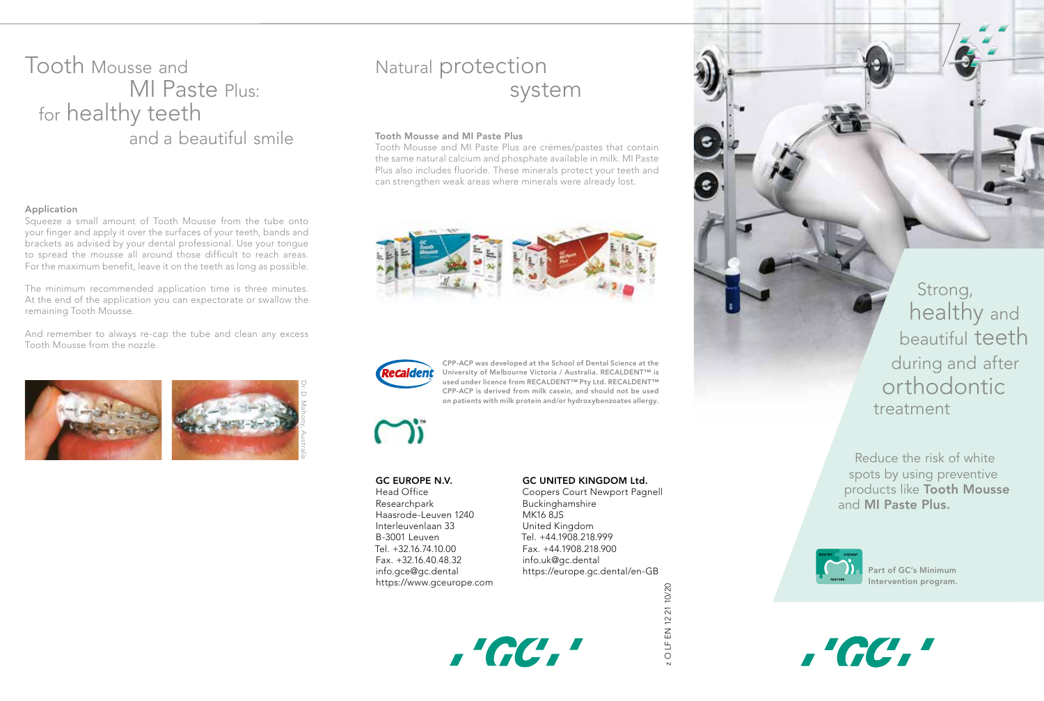# Tooth Mousse and MI Paste Plus: for healthy teeth and a beautiful smile

### Application

Squeeze a small amount of Tooth Mousse from the tube onto your finger and apply it over the surfaces of your teeth, bands and brackets as advised by your dental professional. Use your tongue to spread the mousse all around those difficult to reach areas. For the maximum benefit, leave it on the teeth as long as possible.

The minimum recommended application time is three minutes. At the end of the application you can expectorate or swallow the remaining Tooth Mousse.

And remember to always re-cap the tube and clean any excess Tooth Mousse from the nozzle.

Dr. D. Mahony, Australia

# Natural protection system

### Tooth Mousse and MI Paste Plus

Tooth Mousse and MI Paste Plus are crèmes/pastes that contain the same natural calcium and phosphate available in milk. MI Paste Plus also includes fluoride. These minerals protect your teeth and can strengthen weak areas where minerals were already lost.

**CPP-ACP was developed at the School of Dental Science at the University of Melbourne Victoria / Australia. RECALDENT™ is used under licence from RECALDENT™ Pty Ltd. RECALDENT™ CPP-ACP is derived from milk casein, and should not be used on patients with milk protein and/or hydroxybenzoates allergy.**

**GC EUROPE N.V.**
Head Office
Researchpark
Haasrode-Leuven 1240
Interleuvenlaan 33
B-3001 Leuven
Tel. +32.16.74.10.00
Fax. +32.16.40.48.32
info.gce@gc.dental
https://www.gceurope.com

**GC UNITED KINGDOM Ltd.**
Coopers Court Newport Pagnell
Buckinghamshire
MK16 8JS
United Kingdom
Tel. +44.1908.218.999
Fax. +44.1908.218.900
info.uk@gc.dental
https://europe.gc.dental/en-GB

z O LF EN 12 21 10/20

# Strong, healthy and beautiful teeth during and after orthodontic treatment

Reduce the risk of white spots by using preventive products like **Tooth Mousse** and **MI Paste Plus.**

**Part of GC's Minimum Intervention program.**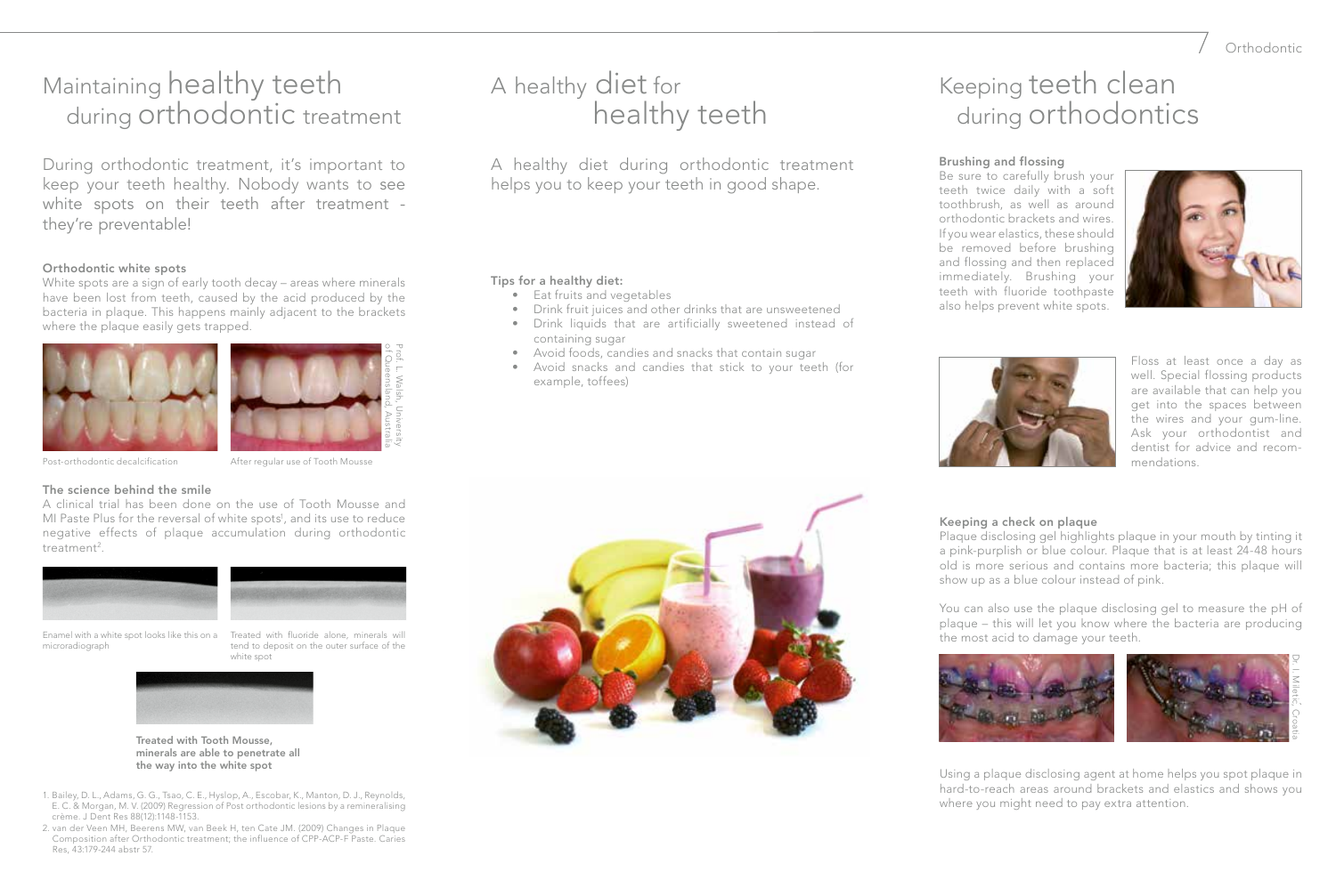# Maintaining healthy teeth during orthodontic treatment

During orthodontic treatment, it's important to keep your teeth healthy. Nobody wants to see white spots on their teeth after treatment - they're preventable!

### Orthodontic white spots

White spots are a sign of early tooth decay – areas where minerals have been lost from teeth, caused by the acid produced by the bacteria in plaque. This happens mainly adjacent to the brackets where the plaque easily gets trapped.

Post-orthodontic decalcification

After regular use of Tooth Mousse

Prof. L Walsh, University of Queensland, Australia

### The science behind the smile

A clinical trial has been done on the use of Tooth Mousse and MI Paste Plus for the reversal of white spots[1], and its use to reduce negative effects of plaque accumulation during orthodontic treatment[2].

Enamel with a white spot looks like this on a microradiograph

Treated with fluoride alone, minerals will tend to deposit on the outer surface of the white spot

**Treated with Tooth Mousse, minerals are able to penetrate all the way into the white spot**

1. Bailey, D. L., Adams, G. G., Tsao, C. E., Hyslop, A., Escobar, K., Manton, D. J., Reynolds, E. C. & Morgan, M. V. (2009) Regression of Post orthodontic lesions by a remineralising crème. J Dent Res 88(12):1148-1153.
2. van der Veen MH, Beerens MW, van Beek H, ten Cate JM. (2009) Changes in Plaque Composition after Orthodontic treatment; the influence of CPP-ACP-F Paste. Caries Res, 43:179-244 abstr 57.

# A healthy diet for healthy teeth

A healthy diet during orthodontic treatment helps you to keep your teeth in good shape.

### Tips for a healthy diet:

- Eat fruits and vegetables
- Drink fruit juices and other drinks that are unsweetened
- Drink liquids that are artificially sweetened instead of containing sugar
- Avoid foods, candies and snacks that contain sugar
- Avoid snacks and candies that stick to your teeth (for example, toffees)

# Keeping teeth clean during orthodontics

### Brushing and flossing

Be sure to carefully brush your teeth twice daily with a soft toothbrush, as well as around orthodontic brackets and wires. If you wear elastics, these should be removed before brushing and flossing and then replaced immediately. Brushing your teeth with fluoride toothpaste also helps prevent white spots.

Floss at least once a day as well. Special flossing products are available that can help you get into the spaces between the wires and your gum-line. Ask your orthodontist and dentist for advice and recommendations.

### Keeping a check on plaque

Plaque disclosing gel highlights plaque in your mouth by tinting it a pink-purplish or blue colour. Plaque that is at least 24-48 hours old is more serious and contains more bacteria; this plaque will show up as a blue colour instead of pink.

You can also use the plaque disclosing gel to measure the pH of plaque – this will let you know where the bacteria are producing the most acid to damage your teeth.

Dr. I Miletić, Croatia

Using a plaque disclosing agent at home helps you spot plaque in hard-to-reach areas around brackets and elastics and shows you where you might need to pay extra attention.